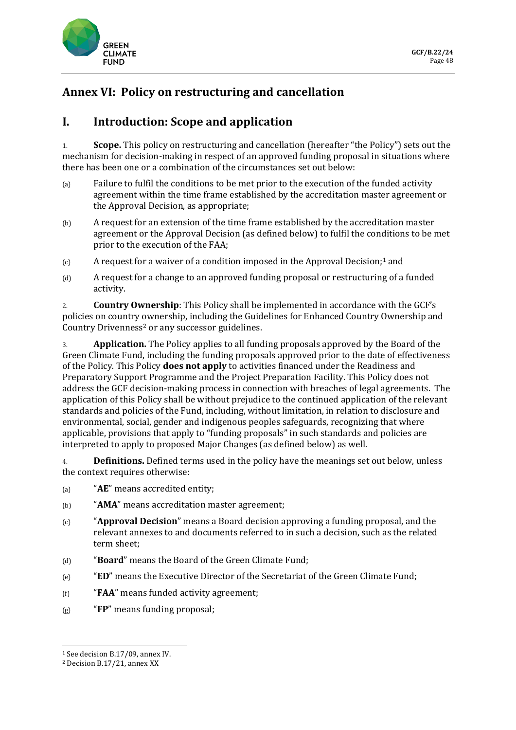# Annex VI: Policy on restructuring and cancellation

## I. Introduction: Scope and application

1. **Scope.** This policy on restructuring and cancellation (hereafter "the Policy") sets out the mechanism for decision-making in respect of an approved funding proposal in situations where there has been one or a combination of the circumstances set out below:

(a) Failure to fulfil the conditions to be met prior to the execution of the funded activity agreement within the time frame established by the accreditation master agreement or the Approval Decision, as appropriate;

(b) A request for an extension of the time frame established by the accreditation master agreement or the Approval Decision (as defined below) to fulfil the conditions to be met prior to the execution of the FAA;

(c) A request for a waiver of a condition imposed in the Approval Decision;[1] and

(d) A request for a change to an approved funding proposal or restructuring of a funded activity.

2. **Country Ownership**: This Policy shall be implemented in accordance with the GCF's policies on country ownership, including the Guidelines for Enhanced Country Ownership and Country Drivenness[2] or any successor guidelines.

3. **Application.** The Policy applies to all funding proposals approved by the Board of the Green Climate Fund, including the funding proposals approved prior to the date of effectiveness of the Policy. This Policy **does not apply** to activities financed under the Readiness and Preparatory Support Programme and the Project Preparation Facility. This Policy does not address the GCF decision-making process in connection with breaches of legal agreements. The application of this Policy shall be without prejudice to the continued application of the relevant standards and policies of the Fund, including, without limitation, in relation to disclosure and environmental, social, gender and indigenous peoples safeguards, recognizing that where applicable, provisions that apply to "funding proposals" in such standards and policies are interpreted to apply to proposed Major Changes (as defined below) as well.

4. **Definitions.** Defined terms used in the policy have the meanings set out below, unless the context requires otherwise:

(a) "**AE**" means accredited entity;

(b) "**AMA**" means accreditation master agreement;

(c) "**Approval Decision**" means a Board decision approving a funding proposal, and the relevant annexes to and documents referred to in such a decision, such as the related term sheet;

(d) "**Board**" means the Board of the Green Climate Fund;

(e) "**ED**" means the Executive Director of the Secretariat of the Green Climate Fund;

(f) "**FAA**" means funded activity agreement;

(g) "**FP**" means funding proposal;

---

[1] See decision B.17/09, annex IV.

[2] Decision B.17/21, annex XX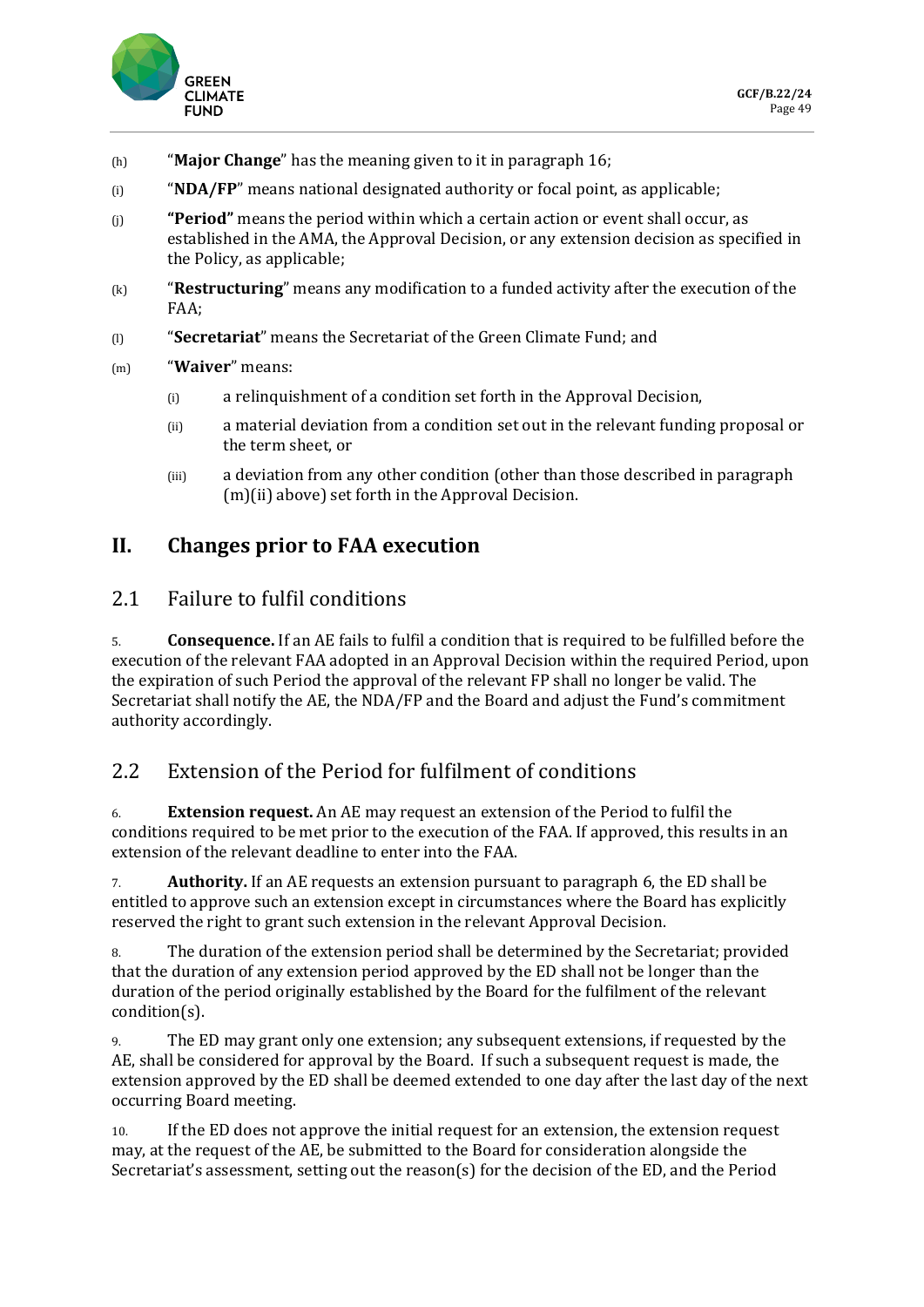(h) "**Major Change**" has the meaning given to it in paragraph 16;

(i) "**NDA/FP**" means national designated authority or focal point, as applicable;

(j) **"Period"** means the period within which a certain action or event shall occur, as established in the AMA, the Approval Decision, or any extension decision as specified in the Policy, as applicable;

(k) "**Restructuring**" means any modification to a funded activity after the execution of the FAA;

(l) "**Secretariat**" means the Secretariat of the Green Climate Fund; and

(m) "**Waiver**" means:

(i) a relinquishment of a condition set forth in the Approval Decision,

(ii) a material deviation from a condition set out in the relevant funding proposal or the term sheet, or

(iii) a deviation from any other condition (other than those described in paragraph (m)(ii) above) set forth in the Approval Decision.

# II. Changes prior to FAA execution

## 2.1 Failure to fulfil conditions

5. **Consequence.** If an AE fails to fulfil a condition that is required to be fulfilled before the execution of the relevant FAA adopted in an Approval Decision within the required Period, upon the expiration of such Period the approval of the relevant FP shall no longer be valid. The Secretariat shall notify the AE, the NDA/FP and the Board and adjust the Fund's commitment authority accordingly.

## 2.2 Extension of the Period for fulfilment of conditions

6. **Extension request.** An AE may request an extension of the Period to fulfil the conditions required to be met prior to the execution of the FAA. If approved, this results in an extension of the relevant deadline to enter into the FAA.

7. **Authority.** If an AE requests an extension pursuant to paragraph 6, the ED shall be entitled to approve such an extension except in circumstances where the Board has explicitly reserved the right to grant such extension in the relevant Approval Decision.

8. The duration of the extension period shall be determined by the Secretariat; provided that the duration of any extension period approved by the ED shall not be longer than the duration of the period originally established by the Board for the fulfilment of the relevant condition(s).

9. The ED may grant only one extension; any subsequent extensions, if requested by the AE, shall be considered for approval by the Board. If such a subsequent request is made, the extension approved by the ED shall be deemed extended to one day after the last day of the next occurring Board meeting.

10. If the ED does not approve the initial request for an extension, the extension request may, at the request of the AE, be submitted to the Board for consideration alongside the Secretariat's assessment, setting out the reason(s) for the decision of the ED, and the Period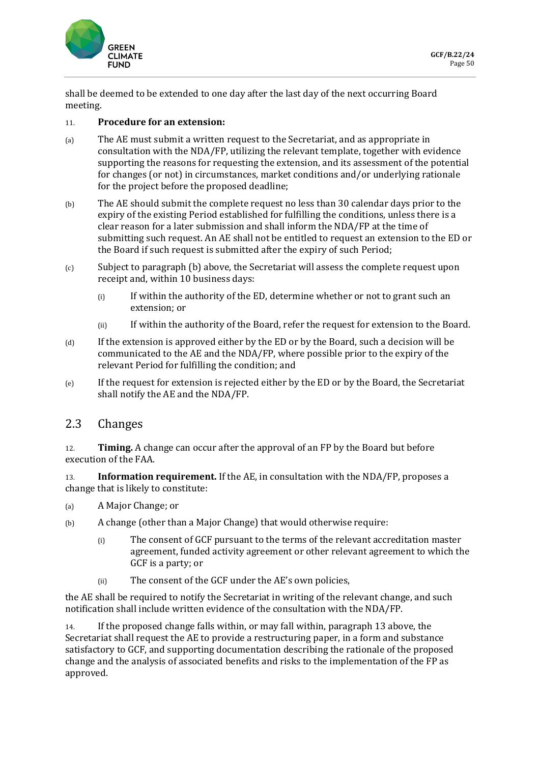shall be deemed to be extended to one day after the last day of the next occurring Board meeting.

11. **Procedure for an extension:**

(a) The AE must submit a written request to the Secretariat, and as appropriate in consultation with the NDA/FP, utilizing the relevant template, together with evidence supporting the reasons for requesting the extension, and its assessment of the potential for changes (or not) in circumstances, market conditions and/or underlying rationale for the project before the proposed deadline;

(b) The AE should submit the complete request no less than 30 calendar days prior to the expiry of the existing Period established for fulfilling the conditions, unless there is a clear reason for a later submission and shall inform the NDA/FP at the time of submitting such request. An AE shall not be entitled to request an extension to the ED or the Board if such request is submitted after the expiry of such Period;

(c) Subject to paragraph (b) above, the Secretariat will assess the complete request upon receipt and, within 10 business days:

   (i) If within the authority of the ED, determine whether or not to grant such an extension; or

   (ii) If within the authority of the Board, refer the request for extension to the Board.

(d) If the extension is approved either by the ED or by the Board, such a decision will be communicated to the AE and the NDA/FP, where possible prior to the expiry of the relevant Period for fulfilling the condition; and

(e) If the request for extension is rejected either by the ED or by the Board, the Secretariat shall notify the AE and the NDA/FP.

## 2.3 Changes

12. **Timing.** A change can occur after the approval of an FP by the Board but before execution of the FAA.

13. **Information requirement.** If the AE, in consultation with the NDA/FP, proposes a change that is likely to constitute:

(a) A Major Change; or

(b) A change (other than a Major Change) that would otherwise require:

   (i) The consent of GCF pursuant to the terms of the relevant accreditation master agreement, funded activity agreement or other relevant agreement to which the GCF is a party; or

   (ii) The consent of the GCF under the AE's own policies,

the AE shall be required to notify the Secretariat in writing of the relevant change, and such notification shall include written evidence of the consultation with the NDA/FP.

14. If the proposed change falls within, or may fall within, paragraph 13 above, the Secretariat shall request the AE to provide a restructuring paper, in a form and substance satisfactory to GCF, and supporting documentation describing the rationale of the proposed change and the analysis of associated benefits and risks to the implementation of the FP as approved.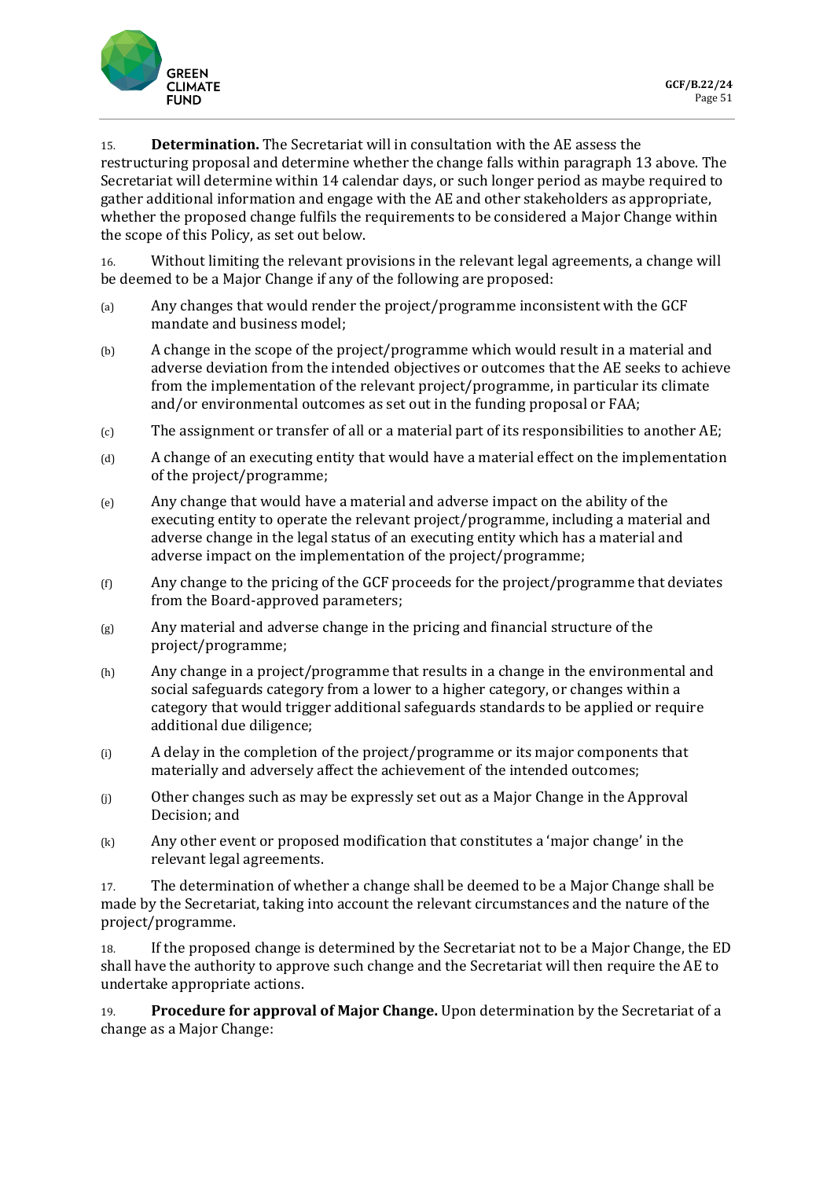15. **Determination.** The Secretariat will in consultation with the AE assess the restructuring proposal and determine whether the change falls within paragraph 13 above. The Secretariat will determine within 14 calendar days, or such longer period as maybe required to gather additional information and engage with the AE and other stakeholders as appropriate, whether the proposed change fulfils the requirements to be considered a Major Change within the scope of this Policy, as set out below.

16. Without limiting the relevant provisions in the relevant legal agreements, a change will be deemed to be a Major Change if any of the following are proposed:

(a) Any changes that would render the project/programme inconsistent with the GCF mandate and business model;

(b) A change in the scope of the project/programme which would result in a material and adverse deviation from the intended objectives or outcomes that the AE seeks to achieve from the implementation of the relevant project/programme, in particular its climate and/or environmental outcomes as set out in the funding proposal or FAA;

(c) The assignment or transfer of all or a material part of its responsibilities to another AE;

(d) A change of an executing entity that would have a material effect on the implementation of the project/programme;

(e) Any change that would have a material and adverse impact on the ability of the executing entity to operate the relevant project/programme, including a material and adverse change in the legal status of an executing entity which has a material and adverse impact on the implementation of the project/programme;

(f) Any change to the pricing of the GCF proceeds for the project/programme that deviates from the Board-approved parameters;

(g) Any material and adverse change in the pricing and financial structure of the project/programme;

(h) Any change in a project/programme that results in a change in the environmental and social safeguards category from a lower to a higher category, or changes within a category that would trigger additional safeguards standards to be applied or require additional due diligence;

(i) A delay in the completion of the project/programme or its major components that materially and adversely affect the achievement of the intended outcomes;

(j) Other changes such as may be expressly set out as a Major Change in the Approval Decision; and

(k) Any other event or proposed modification that constitutes a 'major change' in the relevant legal agreements.

17. The determination of whether a change shall be deemed to be a Major Change shall be made by the Secretariat, taking into account the relevant circumstances and the nature of the project/programme.

18. If the proposed change is determined by the Secretariat not to be a Major Change, the ED shall have the authority to approve such change and the Secretariat will then require the AE to undertake appropriate actions.

19. **Procedure for approval of Major Change.** Upon determination by the Secretariat of a change as a Major Change: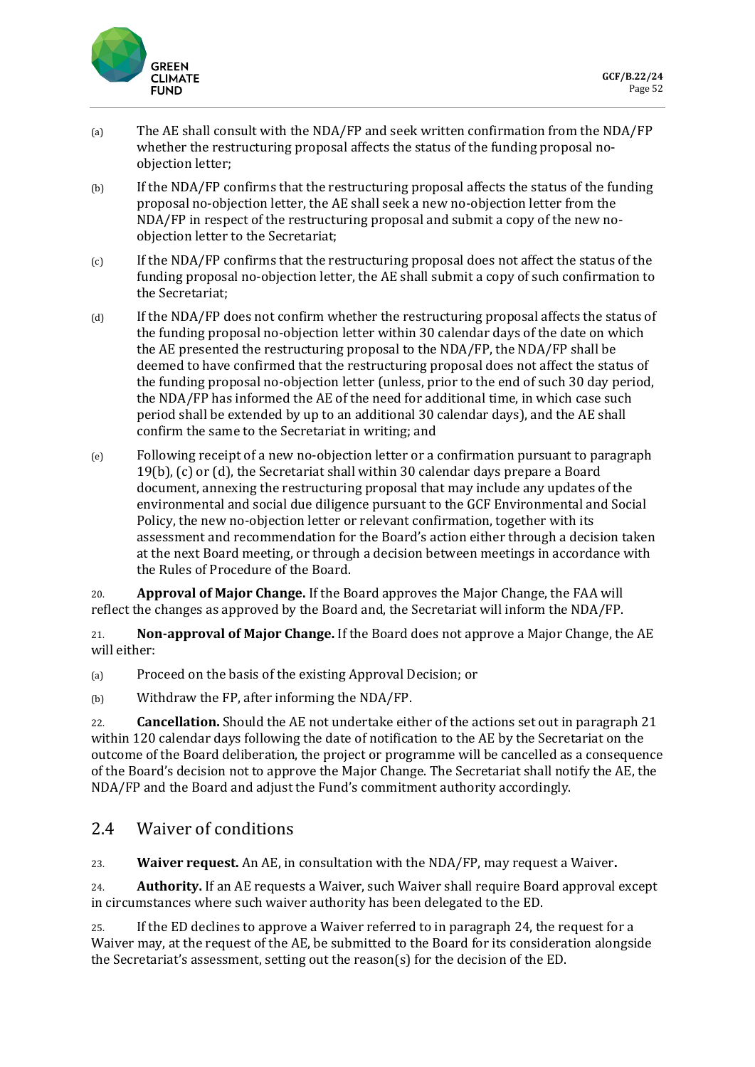(a) The AE shall consult with the NDA/FP and seek written confirmation from the NDA/FP whether the restructuring proposal affects the status of the funding proposal no-objection letter;

(b) If the NDA/FP confirms that the restructuring proposal affects the status of the funding proposal no-objection letter, the AE shall seek a new no-objection letter from the NDA/FP in respect of the restructuring proposal and submit a copy of the new no-objection letter to the Secretariat;

(c) If the NDA/FP confirms that the restructuring proposal does not affect the status of the funding proposal no-objection letter, the AE shall submit a copy of such confirmation to the Secretariat;

(d) If the NDA/FP does not confirm whether the restructuring proposal affects the status of the funding proposal no-objection letter within 30 calendar days of the date on which the AE presented the restructuring proposal to the NDA/FP, the NDA/FP shall be deemed to have confirmed that the restructuring proposal does not affect the status of the funding proposal no-objection letter (unless, prior to the end of such 30 day period, the NDA/FP has informed the AE of the need for additional time, in which case such period shall be extended by up to an additional 30 calendar days), and the AE shall confirm the same to the Secretariat in writing; and

(e) Following receipt of a new no-objection letter or a confirmation pursuant to paragraph 19(b), (c) or (d), the Secretariat shall within 30 calendar days prepare a Board document, annexing the restructuring proposal that may include any updates of the environmental and social due diligence pursuant to the GCF Environmental and Social Policy, the new no-objection letter or relevant confirmation, together with its assessment and recommendation for the Board's action either through a decision taken at the next Board meeting, or through a decision between meetings in accordance with the Rules of Procedure of the Board.

20. **Approval of Major Change.** If the Board approves the Major Change, the FAA will reflect the changes as approved by the Board and, the Secretariat will inform the NDA/FP.

21. **Non-approval of Major Change.** If the Board does not approve a Major Change, the AE will either:

(a) Proceed on the basis of the existing Approval Decision; or

(b) Withdraw the FP, after informing the NDA/FP.

22. **Cancellation.** Should the AE not undertake either of the actions set out in paragraph 21 within 120 calendar days following the date of notification to the AE by the Secretariat on the outcome of the Board deliberation, the project or programme will be cancelled as a consequence of the Board's decision not to approve the Major Change. The Secretariat shall notify the AE, the NDA/FP and the Board and adjust the Fund's commitment authority accordingly.

## 2.4 Waiver of conditions

23. **Waiver request.** An AE, in consultation with the NDA/FP, may request a Waiver**.**

24. **Authority.** If an AE requests a Waiver, such Waiver shall require Board approval except in circumstances where such waiver authority has been delegated to the ED.

25. If the ED declines to approve a Waiver referred to in paragraph 24, the request for a Waiver may, at the request of the AE, be submitted to the Board for its consideration alongside the Secretariat's assessment, setting out the reason(s) for the decision of the ED.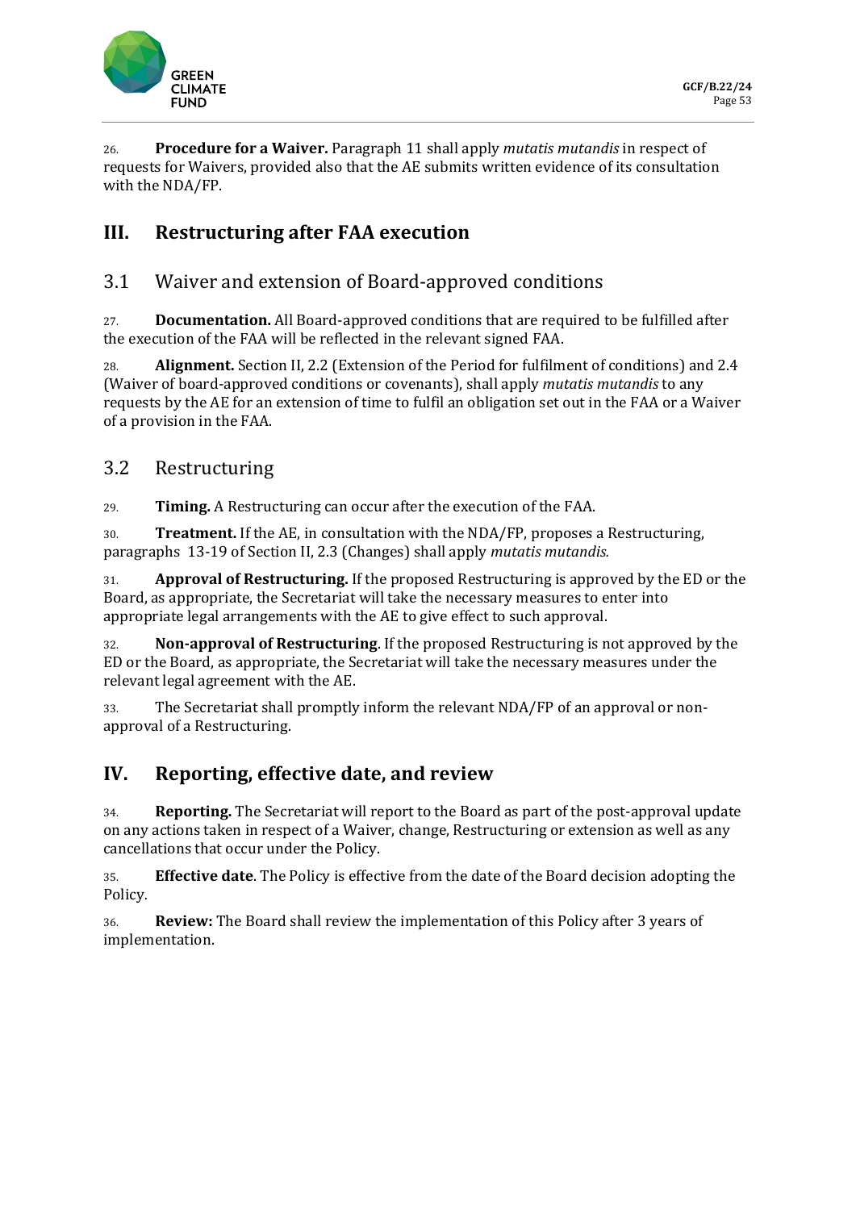26. **Procedure for a Waiver.** Paragraph 11 shall apply *mutatis mutandis* in respect of requests for Waivers, provided also that the AE submits written evidence of its consultation with the NDA/FP.

# III. Restructuring after FAA execution

## 3.1 Waiver and extension of Board-approved conditions

27. **Documentation.** All Board-approved conditions that are required to be fulfilled after the execution of the FAA will be reflected in the relevant signed FAA.

28. **Alignment.** Section II, 2.2 (Extension of the Period for fulfilment of conditions) and 2.4 (Waiver of board-approved conditions or covenants), shall apply *mutatis mutandis* to any requests by the AE for an extension of time to fulfil an obligation set out in the FAA or a Waiver of a provision in the FAA.

## 3.2 Restructuring

29. **Timing.** A Restructuring can occur after the execution of the FAA.

30. **Treatment.** If the AE, in consultation with the NDA/FP, proposes a Restructuring, paragraphs 13-19 of Section II, 2.3 (Changes) shall apply *mutatis mutandis.*

31. **Approval of Restructuring.** If the proposed Restructuring is approved by the ED or the Board, as appropriate, the Secretariat will take the necessary measures to enter into appropriate legal arrangements with the AE to give effect to such approval.

32. **Non-approval of Restructuring**. If the proposed Restructuring is not approved by the ED or the Board, as appropriate, the Secretariat will take the necessary measures under the relevant legal agreement with the AE.

33. The Secretariat shall promptly inform the relevant NDA/FP of an approval or non-approval of a Restructuring.

# IV. Reporting, effective date, and review

34. **Reporting.** The Secretariat will report to the Board as part of the post-approval update on any actions taken in respect of a Waiver, change, Restructuring or extension as well as any cancellations that occur under the Policy.

35. **Effective date**. The Policy is effective from the date of the Board decision adopting the Policy.

36. **Review:** The Board shall review the implementation of this Policy after 3 years of implementation.